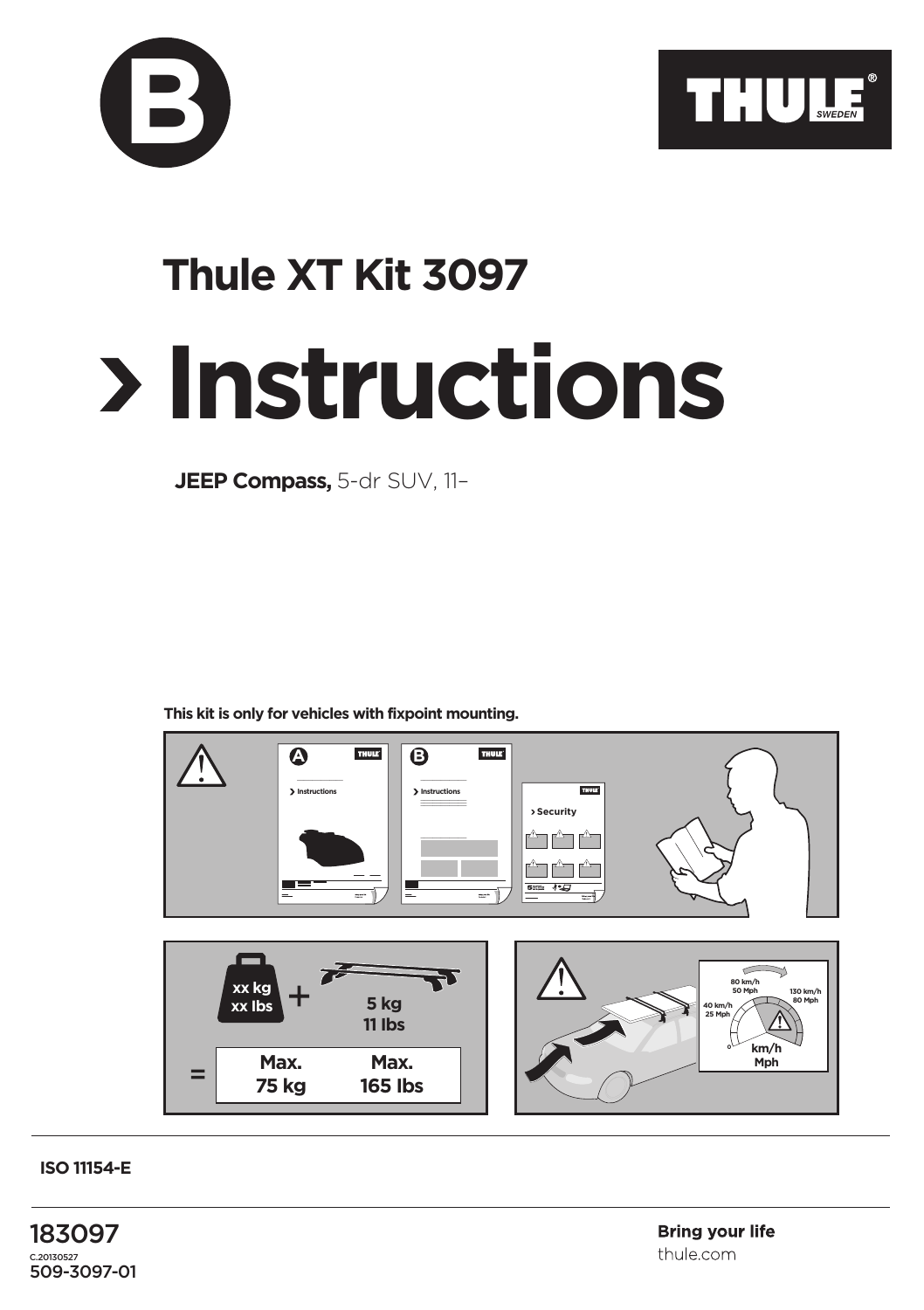B

THULE SWEDEN

# Thule XT Kit 3097

# › Instructions

**JEEP Compass,** 5-dr SUV, 11–

**This kit is only for vehicles with fixpoint mounting.**

xx kg
xx lbs + 5 kg
11 lbs

= Max.
75 kg Max.
165 lbs

80 km/h
50 Mph

40 km/h
25 Mph

130 km/h
80 Mph

km/h
Mph

**ISO 11154-E**

183097

C.20130527

509-3097-01

**Bring your life**

thule.com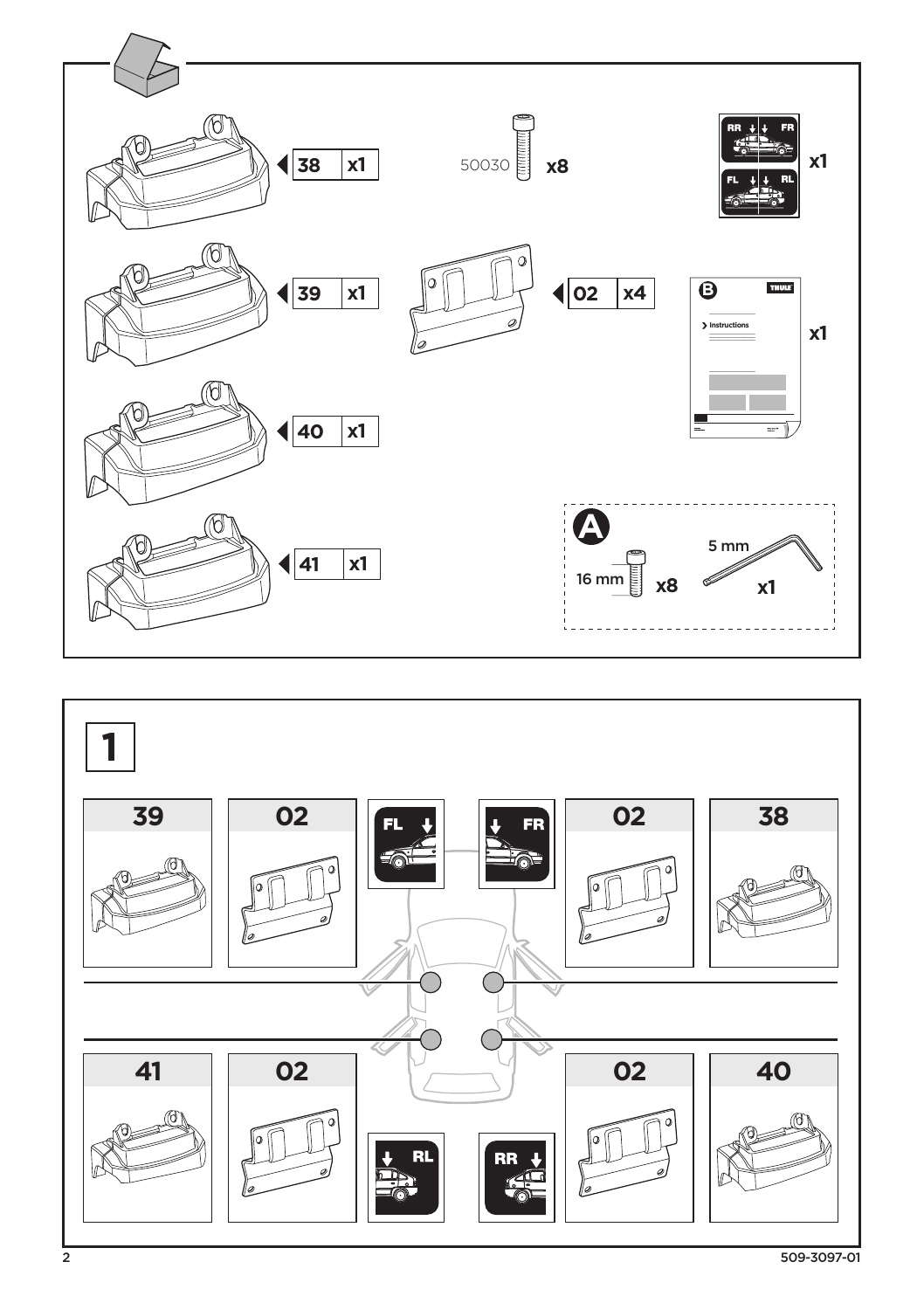38 x1

39 x1

40 x1

41 x1

50030 x8

02 x4

RR FR FL RL x1

B THULE Instructions x1

A

16 mm x8

5 mm x1

# 1

39 | 02 | FL | FR | 02 | 38

41 | 02 | RL | RR | 02 | 40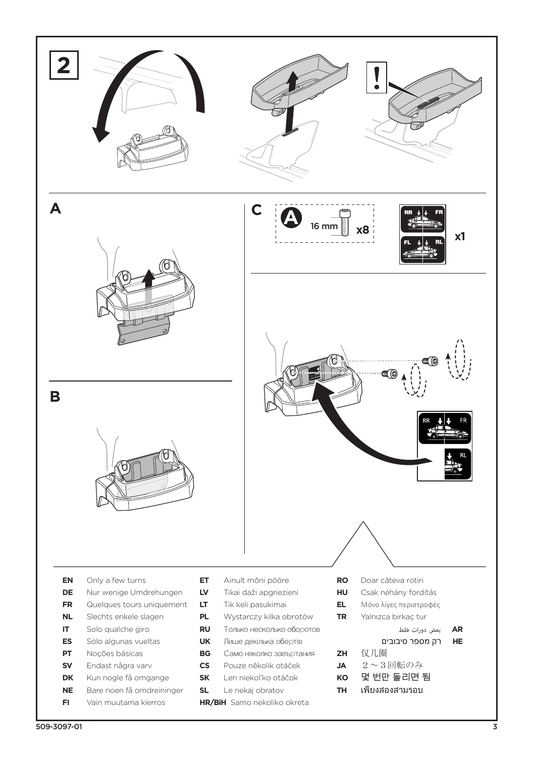## 2

## A

## B

## C

A 16 mm x8

RR FR FL RL x1

RR FR RL

| | | | | | |
|---|---|---|---|---|---|
| **EN** | Only a few turns | **ET** | Ainult mõni pööre | **RO** | Doar câteva rotiri |
| **DE** | Nur wenige Umdrehungen | **LV** | Tikai daži apgriezieni | **HU** | Csak néhány fordítás |
| **FR** | Quelques tours uniquement | **LT** | Tik keli pasukimai | **EL** | Μόνο λίγες περιστροφές |
| **NL** | Slechts enkele slagen | **PL** | Wystarczy kilka obrotów | **TR** | Yalnızca birkaç tur |
| **IT** | Solo qualche giro | **RU** | Только несколько оборотов | **AR** | بعض دورات فقط |
| **ES** | Sólo algunas vueltas | **UK** | Лише декілька обертів | **HE** | רק מספר סיבובים |
| **PT** | Noções básicas | **BG** | Само няколко завъртания | **ZH** | 仅几圈 |
| **SV** | Endast några varv | **CS** | Pouze několik otáček | **JA** | 2～3回転のみ |
| **DK** | Kun nogle få omgange | **SK** | Len niekol'ko otáčok | **KO** | 몇 번만 돌리면 됨 |
| **NE** | Bare noen få omdreininger | **SL** | Le nekaj obratov | **TH** | เพียงสองสามรอบ |
| **FI** | Vain muutama kierros | **HR/BiH** | Samo nekoliko okreta | | |

509-3097-01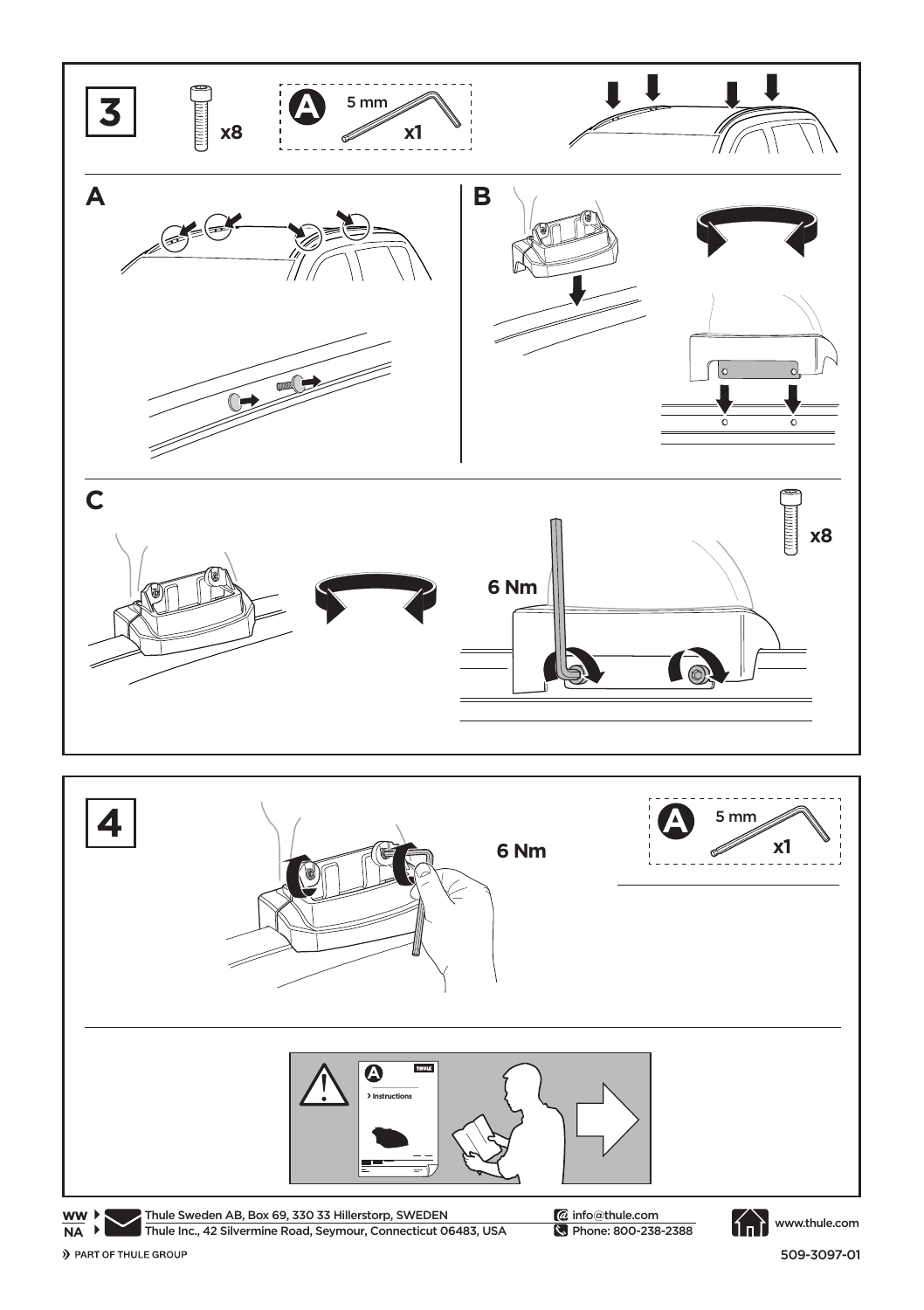# 3

x8

A 5 mm x1

A

B

C

6 Nm

x8

# 4

6 Nm

A 5 mm x1

A

> Instructions

WW Thule Sweden AB, Box 69, 330 33 Hillerstorp, SWEDEN

NA Thule Inc., 42 Silvermine Road, Seymour, Connecticut 06483, USA

info@thule.com

Phone: 800-238-2388

www.thule.com

PART OF THULE GROUP

509-3097-01